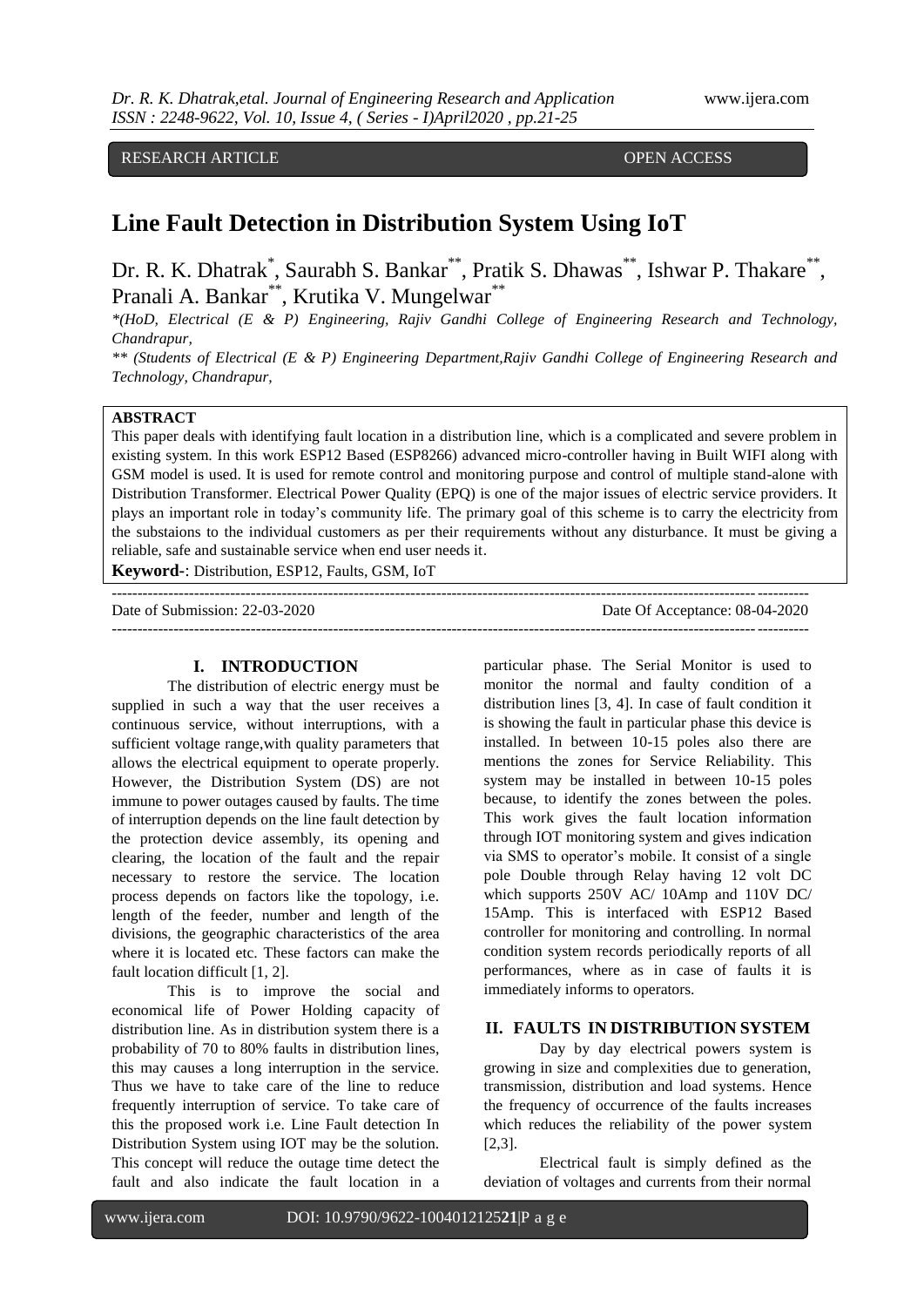RESEARCH ARTICLE OPEN ACCESS

# Line Fault Detection in Distribution System Using IoT

Dr. R. K. Dhatrak[*], Saurabh S. Bankar[**], Pratik S. Dhawas[**], Ishwar P. Thakare[**], Pranali A. Bankar[**], Krutika V. Mungelwar[**]

*(HoD, Electrical (E & P) Engineering, Rajiv Gandhi College of Engineering Research and Technology, Chandrapur,

** (Students of Electrical (E & P) Engineering Department,Rajiv Gandhi College of Engineering Research and Technology, Chandrapur,

**ABSTRACT**

This paper deals with identifying fault location in a distribution line, which is a complicated and severe problem in existing system. In this work ESP12 Based (ESP8266) advanced micro-controller having in Built WIFI along with GSM model is used. It is used for remote control and monitoring purpose and control of multiple stand-alone with Distribution Transformer. Electrical Power Quality (EPQ) is one of the major issues of electric service providers. It plays an important role in today's community life. The primary goal of this scheme is to carry the electricity from the substaions to the individual customers as per their requirements without any disturbance. It must be giving a reliable, safe and sustainable service when end user needs it.

**Keyword-**: Distribution, ESP12, Faults, GSM, IoT

Date of Submission: 22-03-2020 Date Of Acceptance: 08-04-2020

## I. INTRODUCTION

The distribution of electric energy must be supplied in such a way that the user receives a continuous service, without interruptions, with a sufficient voltage range,with quality parameters that allows the electrical equipment to operate properly. However, the Distribution System (DS) are not immune to power outages caused by faults. The time of interruption depends on the line fault detection by the protection device assembly, its opening and clearing, the location of the fault and the repair necessary to restore the service. The location process depends on factors like the topology, i.e. length of the feeder, number and length of the divisions, the geographic characteristics of the area where it is located etc. These factors can make the fault location difficult [1, 2].

This is to improve the social and economical life of Power Holding capacity of distribution line. As in distribution system there is a probability of 70 to 80% faults in distribution lines, this may causes a long interruption in the service. Thus we have to take care of the line to reduce frequently interruption of service. To take care of this the proposed work i.e. Line Fault detection In Distribution System using IOT may be the solution. This concept will reduce the outage time detect the fault and also indicate the fault location in a particular phase. The Serial Monitor is used to monitor the normal and faulty condition of a distribution lines [3, 4]. In case of fault condition it is showing the fault in particular phase this device is installed. In between 10-15 poles also there are mentions the zones for Service Reliability. This system may be installed in between 10-15 poles because, to identify the zones between the poles. This work gives the fault location information through IOT monitoring system and gives indication via SMS to operator's mobile. It consist of a single pole Double through Relay having 12 volt DC which supports 250V AC/ 10Amp and 110V DC/ 15Amp. This is interfaced with ESP12 Based controller for monitoring and controlling. In normal condition system records periodically reports of all performances, where as in case of faults it is immediately informs to operators.

## II. FAULTS IN DISTRIBUTION SYSTEM

Day by day electrical powers system is growing in size and complexities due to generation, transmission, distribution and load systems. Hence the frequency of occurrence of the faults increases which reduces the reliability of the power system [2,3].

Electrical fault is simply defined as the deviation of voltages and currents from their normal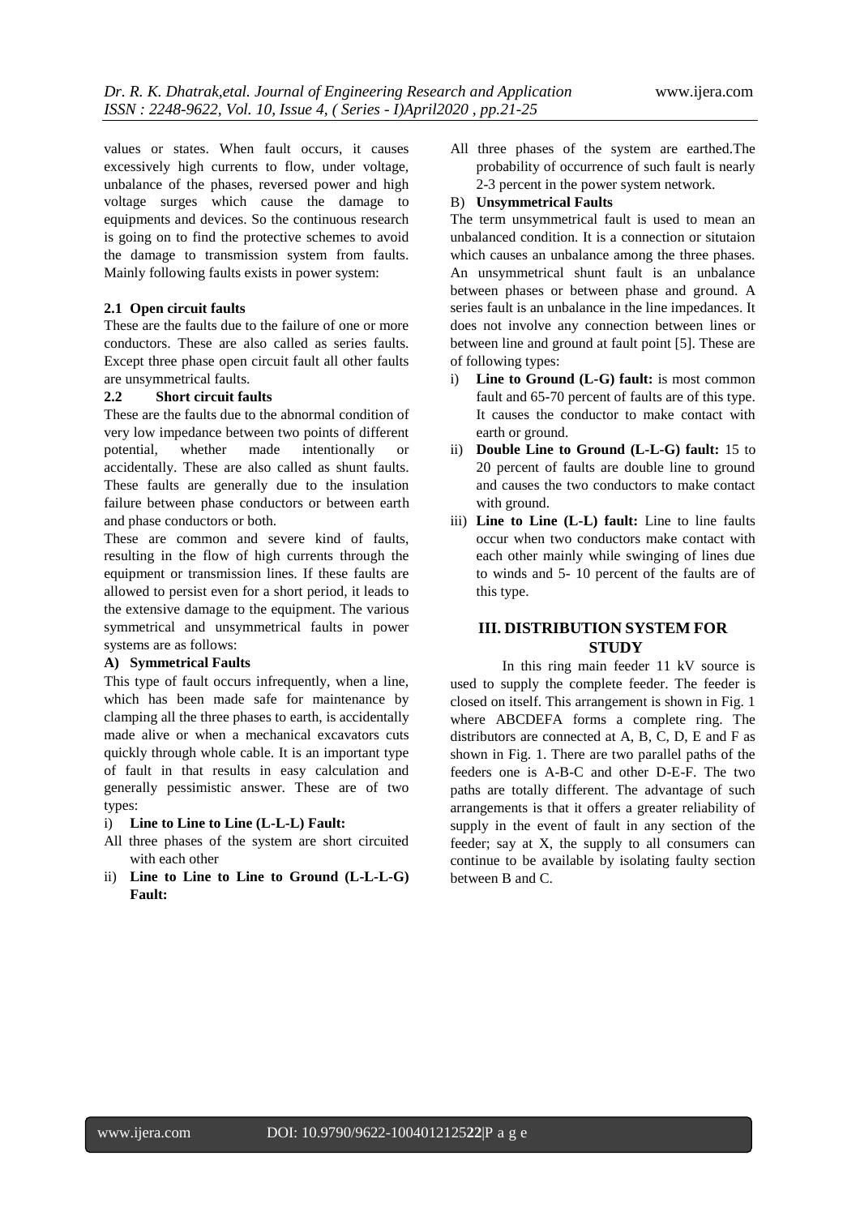values or states. When fault occurs, it causes excessively high currents to flow, under voltage, unbalance of the phases, reversed power and high voltage surges which cause the damage to equipments and devices. So the continuous research is going on to find the protective schemes to avoid the damage to transmission system from faults. Mainly following faults exists in power system:

### 2.1 Open circuit faults

These are the faults due to the failure of one or more conductors. These are also called as series faults. Except three phase open circuit fault all other faults are unsymmetrical faults.

### 2.2 Short circuit faults

These are the faults due to the abnormal condition of very low impedance between two points of different potential, whether made intentionally or accidentally. These are also called as shunt faults. These faults are generally due to the insulation failure between phase conductors or between earth and phase conductors or both.

These are common and severe kind of faults, resulting in the flow of high currents through the equipment or transmission lines. If these faults are allowed to persist even for a short period, it leads to the extensive damage to the equipment. The various symmetrical and unsymmetrical faults in power systems are as follows:

#### A) Symmetrical Faults

This type of fault occurs infrequently, when a line, which has been made safe for maintenance by clamping all the three phases to earth, is accidentally made alive or when a mechanical excavators cuts quickly through whole cable. It is an important type of fault in that results in easy calculation and generally pessimistic answer. These are of two types:

i) **Line to Line to Line (L-L-L) Fault:**
All three phases of the system are short circuited with each other

ii) **Line to Line to Line to Ground (L-L-L-G) Fault:**
All three phases of the system are earthed.The probability of occurrence of such fault is nearly 2-3 percent in the power system network.

#### B) Unsymmetrical Faults

The term unsymmetrical fault is used to mean an unbalanced condition. It is a connection or situtaion which causes an unbalance among the three phases. An unsymmetrical shunt fault is an unbalance between phases or between phase and ground. A series fault is an unbalance in the line impedances. It does not involve any connection between lines or between line and ground at fault point [5]. These are of following types:

i) **Line to Ground (L-G) fault:** is most common fault and 65-70 percent of faults are of this type. It causes the conductor to make contact with earth or ground.

ii) **Double Line to Ground (L-L-G) fault:** 15 to 20 percent of faults are double line to ground and causes the two conductors to make contact with ground.

iii) **Line to Line (L-L) fault:** Line to line faults occur when two conductors make contact with each other mainly while swinging of lines due to winds and 5- 10 percent of the faults are of this type.

## III. DISTRIBUTION SYSTEM FOR STUDY

In this ring main feeder 11 kV source is used to supply the complete feeder. The feeder is closed on itself. This arrangement is shown in Fig. 1 where ABCDEFA forms a complete ring. The distributors are connected at A, B, C, D, E and F as shown in Fig. 1. There are two parallel paths of the feeders one is A-B-C and other D-E-F. The two paths are totally different. The advantage of such arrangements is that it offers a greater reliability of supply in the event of fault in any section of the feeder; say at X, the supply to all consumers can continue to be available by isolating faulty section between B and C.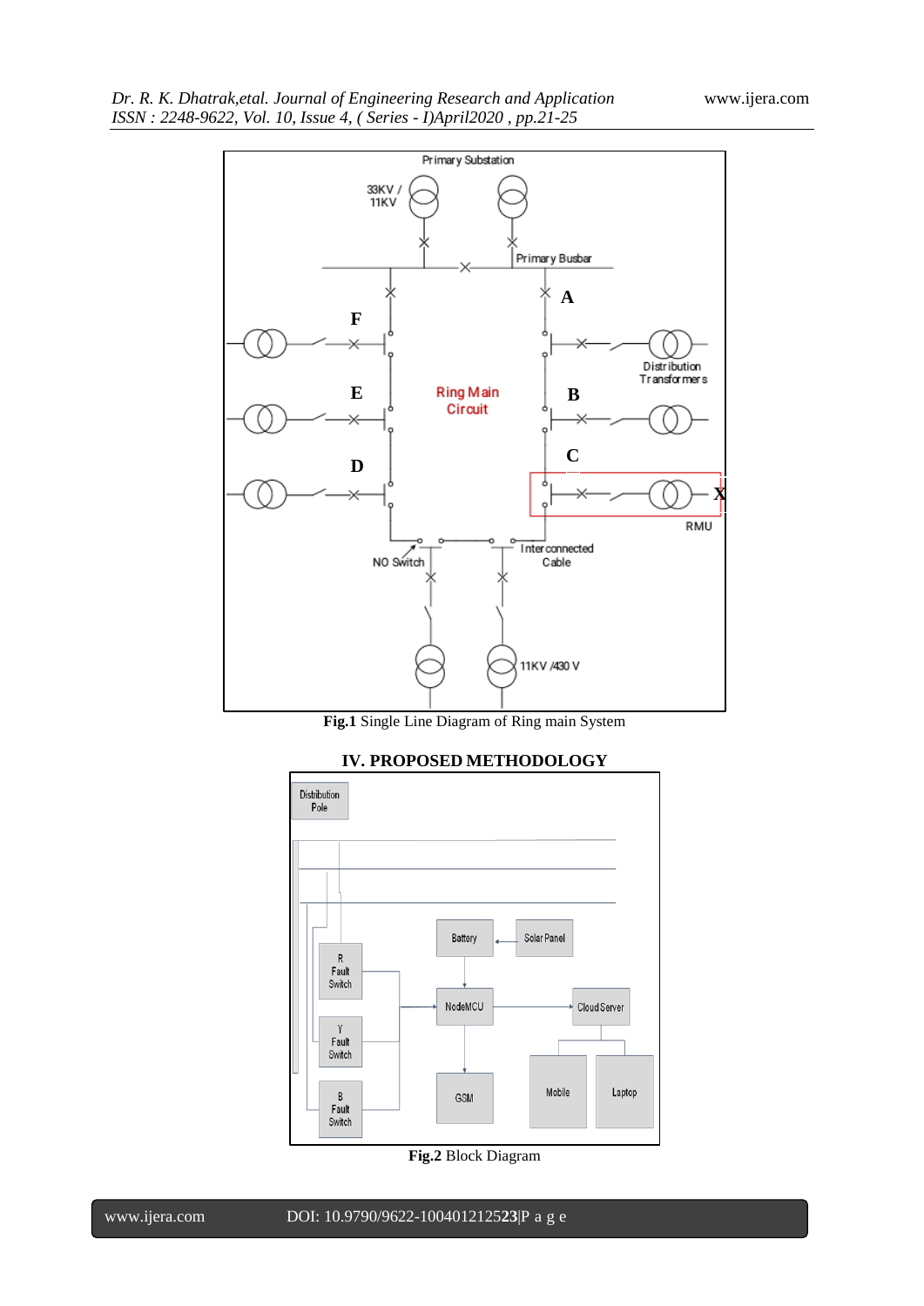**Fig.1** Single Line Diagram of Ring main System

## IV. PROPOSED METHODOLOGY

**Fig.2** Block Diagram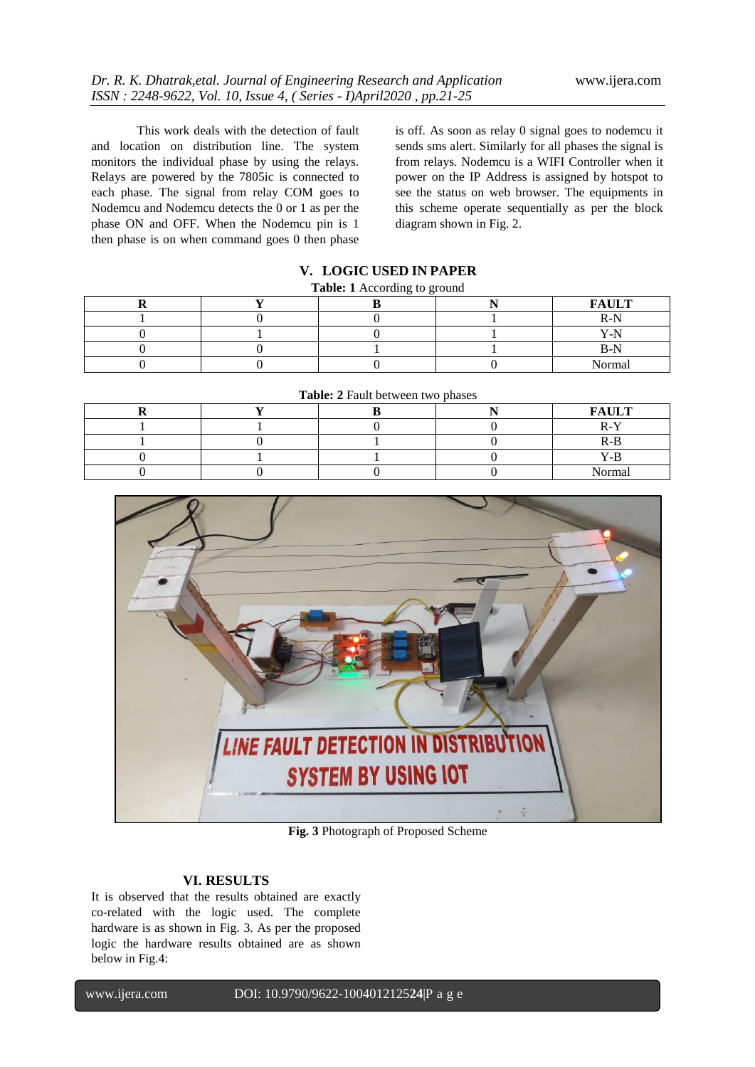This work deals with the detection of fault and location on distribution line. The system monitors the individual phase by using the relays. Relays are powered by the 7805ic is connected to each phase. The signal from relay COM goes to Nodemcu and Nodemcu detects the 0 or 1 as per the phase ON and OFF. When the Nodemcu pin is 1 then phase is on when command goes 0 then phase is off. As soon as relay 0 signal goes to nodemcu it sends sms alert. Similarly for all phases the signal is from relays. Nodemcu is a WIFI Controller when it power on the IP Address is assigned by hotspot to see the status on web browser. The equipments in this scheme operate sequentially as per the block diagram shown in Fig. 2.

## V. LOGIC USED IN PAPER

**Table: 1** According to ground

| R | Y | B | N | FAULT |
|---|---|---|---|---|
| 1 | 0 | 0 | 1 | R-N |
| 0 | 1 | 0 | 1 | Y-N |
| 0 | 0 | 1 | 1 | B-N |
| 0 | 0 | 0 | 0 | Normal |

**Table: 2** Fault between two phases

| R | Y | B | N | FAULT |
|---|---|---|---|---|
| 1 | 1 | 0 | 0 | R-Y |
| 1 | 0 | 1 | 0 | R-B |
| 0 | 1 | 1 | 0 | Y-B |
| 0 | 0 | 0 | 0 | Normal |

**Fig. 3** Photograph of Proposed Scheme

## VI. RESULTS

It is observed that the results obtained are exactly co-related with the logic used. The complete hardware is as shown in Fig. 3. As per the proposed logic the hardware results obtained are as shown below in Fig.4: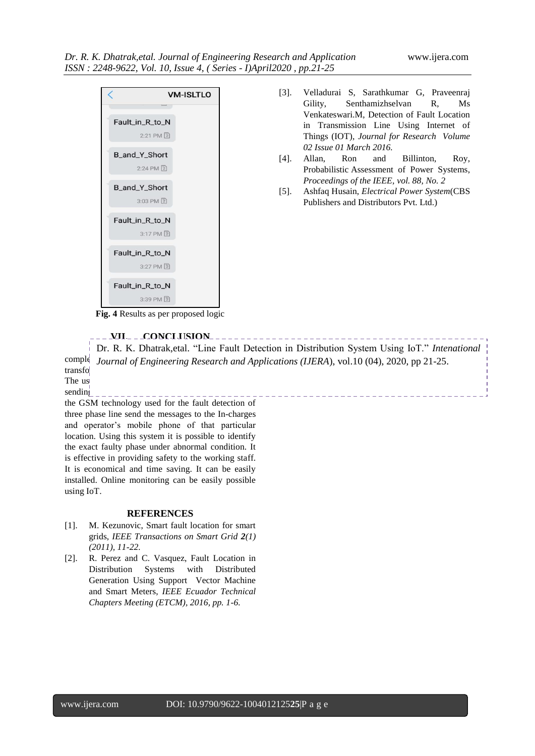VM-ISLTLO

Fault_in_R_to_N
2:21 PM

B_and_Y_Short
2:24 PM

B_and_Y_Short
3:03 PM

Fault_in_R_to_N
3:17 PM

Fault_in_R_to_N
3:27 PM

Fault_in_R_to_N
3:39 PM

**Fig. 4** Results as per proposed logic

## VII. CONCLUSION

comple
transfo
The us
sending
the GSM technology used for the fault detection of three phase line send the messages to the In-charges and operator's mobile phone of that particular location. Using this system it is possible to identify the exact faulty phase under abnormal condition. It is effective in providing safety to the working staff. It is economical and time saving. It can be easily installed. Online monitoring can be easily possible using IoT.

Dr. R. K. Dhatrak,etal. "Line Fault Detection in Distribution System Using IoT." *Intenational Journal of Engineering Research and Applications (IJERA)*, vol.10 (04), 2020, pp 21-25.

## REFERENCES

[1]. M. Kezunovic, Smart fault location for smart grids, *IEEE Transactions on Smart Grid **2**(1) (2011), 11-22.*

[2]. R. Perez and C. Vasquez, Fault Location in Distribution Systems with Distributed Generation Using Support Vector Machine and Smart Meters, *IEEE Ecuador Technical Chapters Meeting (ETCM), 2016, pp. 1-6.*

[3]. Velladurai S, Sarathkumar G, Praveenraj Gility, Senthamizhselvan R, Ms Venkateswari.M, Detection of Fault Location in Transmission Line Using Internet of Things (IOT), *Journal for Research Volume 02 Issue 01 March 2016.*

[4]. Allan, Ron and Billinton, Roy, Probabilistic Assessment of Power Systems, *Proceedings of the IEEE, vol. 88, No. 2*

[5]. Ashfaq Husain, *Electrical Power System*(CBS Publishers and Distributors Pvt. Ltd.)